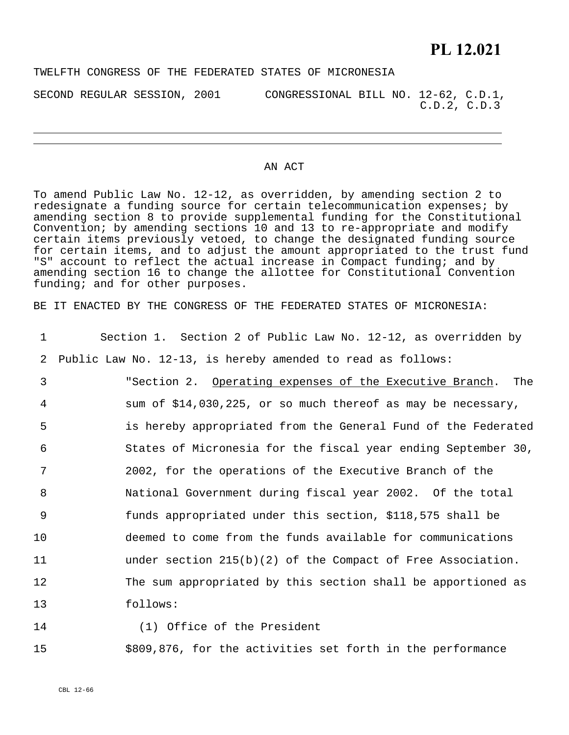# PL 12.021

TWELFTH CONGRESS OF THE FEDERATED STATES OF MICRONESIA

SECOND REGULAR SESSION, 2001 CONGRESSIONAL BILL NO. 12-62, C.D.1, C.D.2, C.D.3

---

## AN ACT

To amend Public Law No. 12-12, as overridden, by amending section 2 to redesignate a funding source for certain telecommunication expenses; by amending section 8 to provide supplemental funding for the Constitutional Convention; by amending sections 10 and 13 to re-appropriate and modify certain items previously vetoed, to change the designated funding source for certain items, and to adjust the amount appropriated to the trust fund "S" account to reflect the actual increase in Compact funding; and by amending section 16 to change the allottee for Constitutional Convention funding; and for other purposes.

BE IT ENACTED BY THE CONGRESS OF THE FEDERATED STATES OF MICRONESIA:

Section 1. Section 2 of Public Law No. 12-12, as overridden by Public Law No. 12-13, is hereby amended to read as follows:

"Section 2. Operating expenses of the Executive Branch. The sum of $14,030,225, or so much thereof as may be necessary, is hereby appropriated from the General Fund of the Federated States of Micronesia for the fiscal year ending September 30, 2002, for the operations of the Executive Branch of the National Government during fiscal year 2002. Of the total funds appropriated under this section, $118,575 shall be deemed to come from the funds available for communications under section 215(b)(2) of the Compact of Free Association. The sum appropriated by this section shall be apportioned as follows:

(1) Office of the President

$809,876, for the activities set forth in the performance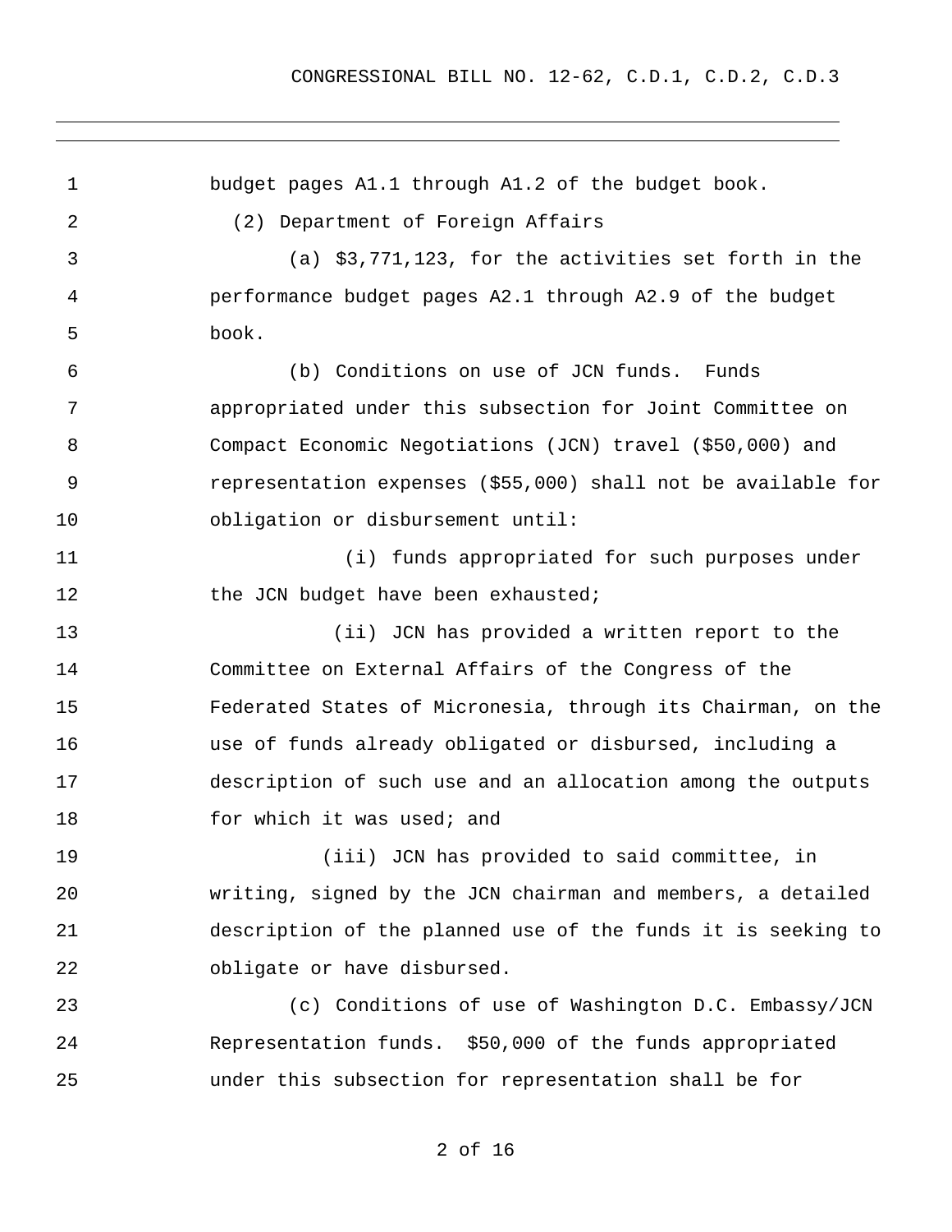budget pages A1.1 through A1.2 of the budget book.

(2) Department of Foreign Affairs

(a) $3,771,123, for the activities set forth in the performance budget pages A2.1 through A2.9 of the budget book.

(b) Conditions on use of JCN funds. Funds appropriated under this subsection for Joint Committee on Compact Economic Negotiations (JCN) travel ($50,000) and representation expenses ($55,000) shall not be available for obligation or disbursement until:

(i) funds appropriated for such purposes under the JCN budget have been exhausted;

(ii) JCN has provided a written report to the Committee on External Affairs of the Congress of the Federated States of Micronesia, through its Chairman, on the use of funds already obligated or disbursed, including a description of such use and an allocation among the outputs for which it was used; and

(iii) JCN has provided to said committee, in writing, signed by the JCN chairman and members, a detailed description of the planned use of the funds it is seeking to obligate or have disbursed.

(c) Conditions of use of Washington D.C. Embassy/JCN Representation funds. $50,000 of the funds appropriated under this subsection for representation shall be for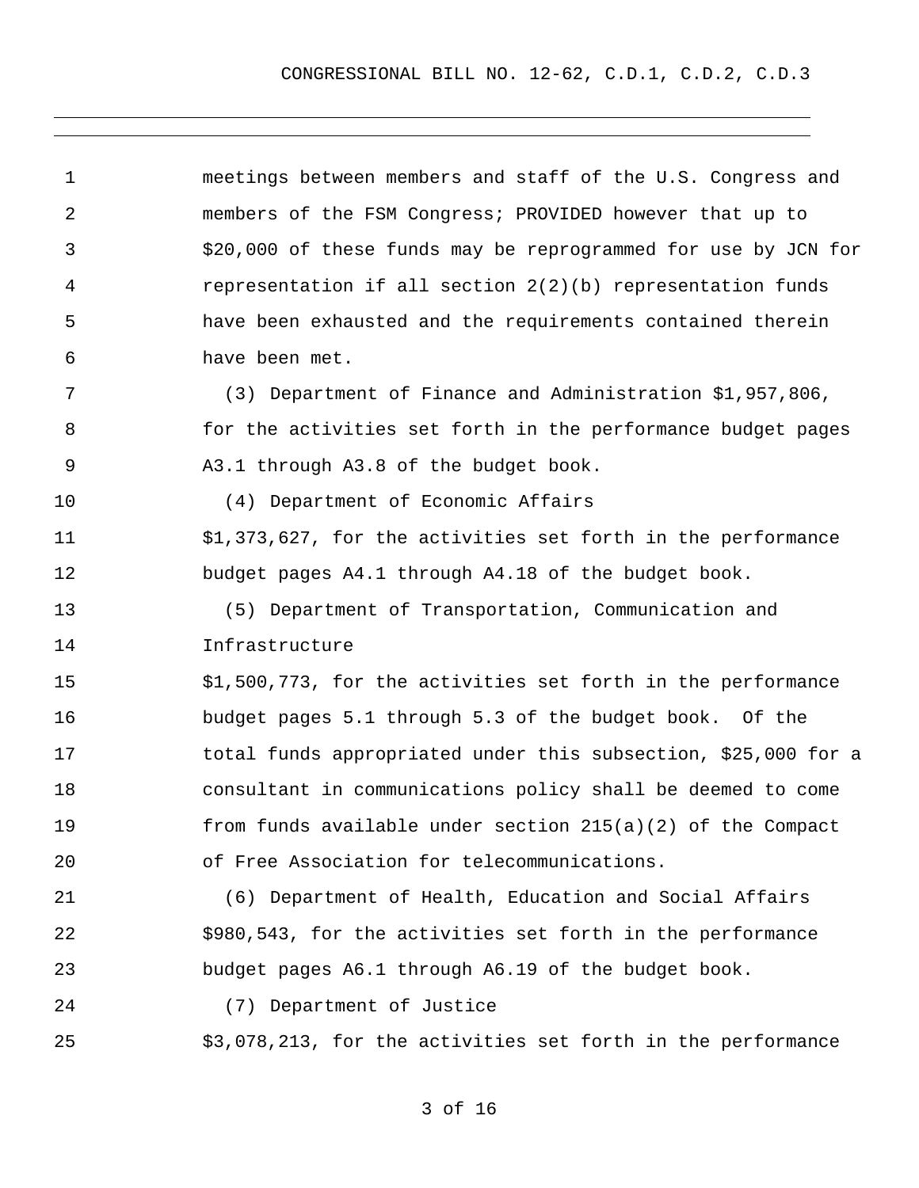meetings between members and staff of the U.S. Congress and members of the FSM Congress; PROVIDED however that up to $20,000 of these funds may be reprogrammed for use by JCN for representation if all section 2(2)(b) representation funds have been exhausted and the requirements contained therein have been met.

(3) Department of Finance and Administration $1,957,806, for the activities set forth in the performance budget pages A3.1 through A3.8 of the budget book.

(4) Department of Economic Affairs $1,373,627, for the activities set forth in the performance budget pages A4.1 through A4.18 of the budget book.

(5) Department of Transportation, Communication and Infrastructure $1,500,773, for the activities set forth in the performance budget pages 5.1 through 5.3 of the budget book. Of the total funds appropriated under this subsection, $25,000 for a consultant in communications policy shall be deemed to come from funds available under section 215(a)(2) of the Compact of Free Association for telecommunications.

(6) Department of Health, Education and Social Affairs $980,543, for the activities set forth in the performance budget pages A6.1 through A6.19 of the budget book.

(7) Department of Justice $3,078,213, for the activities set forth in the performance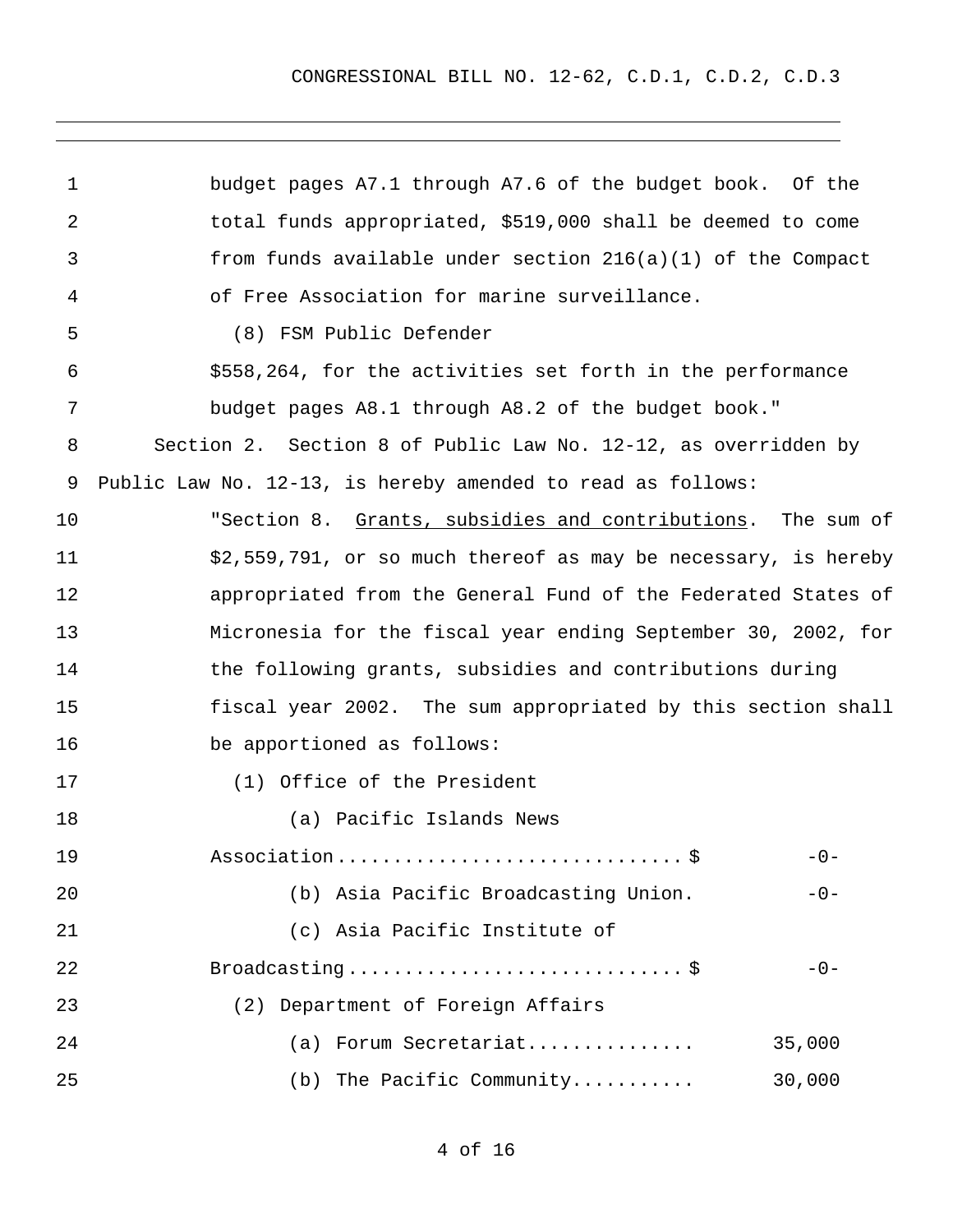budget pages A7.1 through A7.6 of the budget book. Of the total funds appropriated, $519,000 shall be deemed to come from funds available under section 216(a)(1) of the Compact of Free Association for marine surveillance.

(8) FSM Public Defender

$558,264, for the activities set forth in the performance budget pages A8.1 through A8.2 of the budget book."

Section 2. Section 8 of Public Law No. 12-12, as overridden by Public Law No. 12-13, is hereby amended to read as follows:

"Section 8. Grants, subsidies and contributions. The sum of $2,559,791, or so much thereof as may be necessary, is hereby appropriated from the General Fund of the Federated States of Micronesia for the fiscal year ending September 30, 2002, for the following grants, subsidies and contributions during fiscal year 2002. The sum appropriated by this section shall be apportioned as follows:

(1) Office of the President

| | |
|---|---|
| (a) Pacific Islands News Association.............................$ | -0- |
| (b) Asia Pacific Broadcasting Union. | -0- |
| (c) Asia Pacific Institute of Broadcasting............................$ | -0- |

(2) Department of Foreign Affairs

| | |
|---|---|
| (a) Forum Secretariat.............. | 35,000 |
| (b) The Pacific Community........... | 30,000 |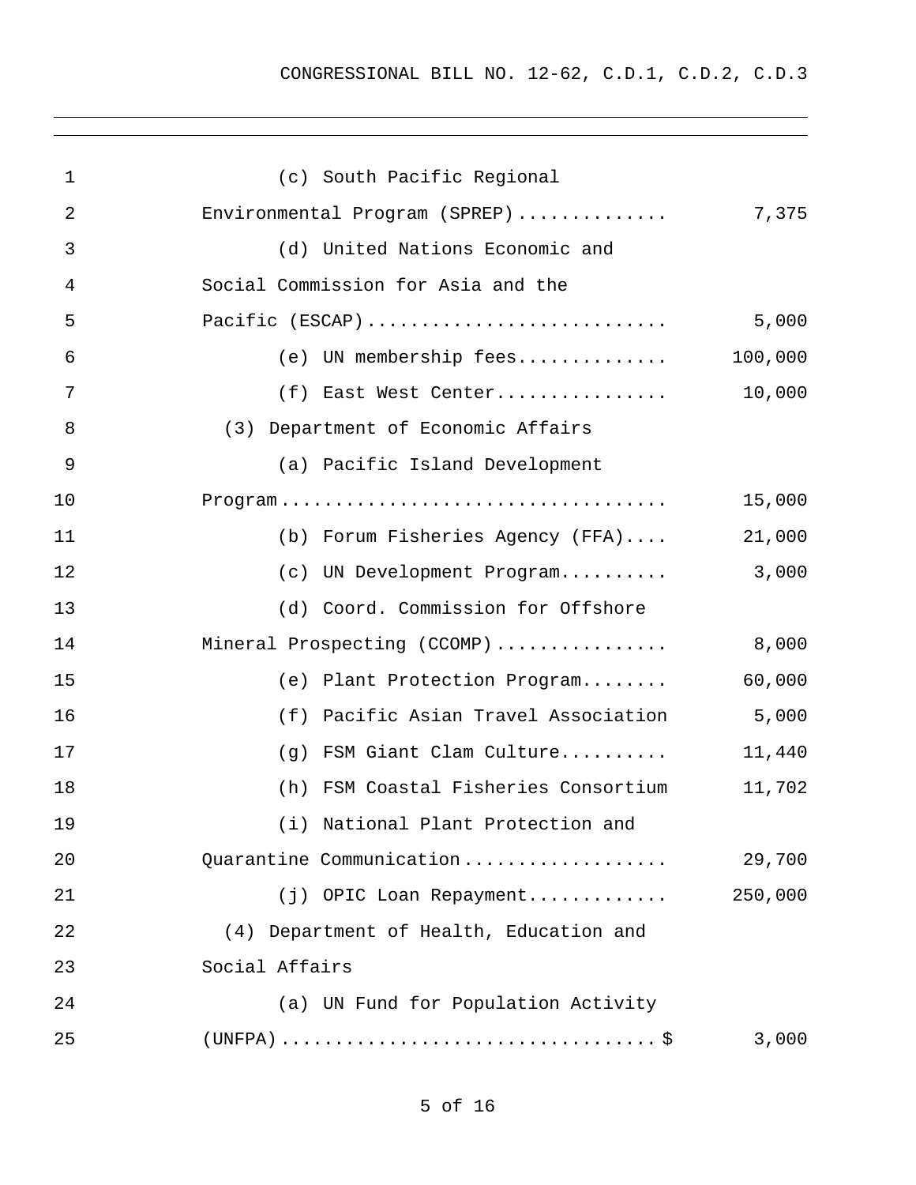(c) South Pacific Regional Environmental Program (SPREP) .............. 7,375

(d) United Nations Economic and Social Commission for Asia and the Pacific (ESCAP) ............................ 5,000

(e) UN membership fees............. 100,000

(f) East West Center................ 10,000

(3) Department of Economic Affairs

(a) Pacific Island Development Program .................................... 15,000

(b) Forum Fisheries Agency (FFA).... 21,000

(c) UN Development Program.......... 3,000

(d) Coord. Commission for Offshore Mineral Prospecting (CCOMP) ................ 8,000

(e) Plant Protection Program........ 60,000

(f) Pacific Asian Travel Association 5,000

(g) FSM Giant Clam Culture.......... 11,440

(h) FSM Coastal Fisheries Consortium 11,702

(i) National Plant Protection and Quarantine Communication ................... 29,700

(j) OPIC Loan Repayment............ 250,000

(4) Department of Health, Education and Social Affairs

(a) UN Fund for Population Activity (UNFPA)..................................$ 3,000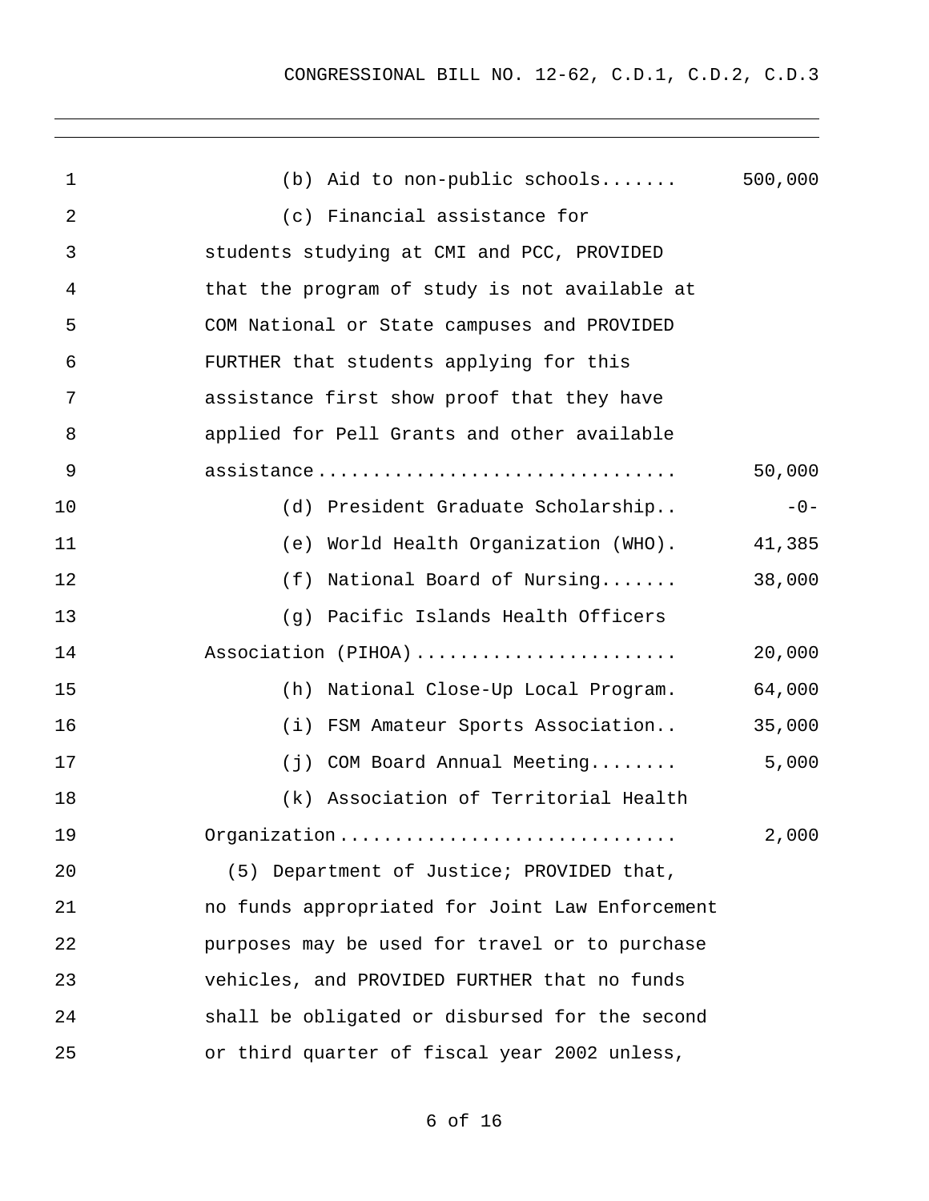(b) Aid to non-public schools....... 500,000

(c) Financial assistance for students studying at CMI and PCC, PROVIDED that the program of study is not available at COM National or State campuses and PROVIDED FURTHER that students applying for this assistance first show proof that they have applied for Pell Grants and other available assistance................................ 50,000

(d) President Graduate Scholarship.. -0-

(e) World Health Organization (WHO). 41,385

(f) National Board of Nursing....... 38,000

(g) Pacific Islands Health Officers Association (PIHOA)....................... 20,000

(h) National Close-Up Local Program. 64,000

(i) FSM Amateur Sports Association.. 35,000

(j) COM Board Annual Meeting........ 5,000

(k) Association of Territorial Health Organization.............................. 2,000

(5) Department of Justice; PROVIDED that, no funds appropriated for Joint Law Enforcement purposes may be used for travel or to purchase vehicles, and PROVIDED FURTHER that no funds shall be obligated or disbursed for the second or third quarter of fiscal year 2002 unless,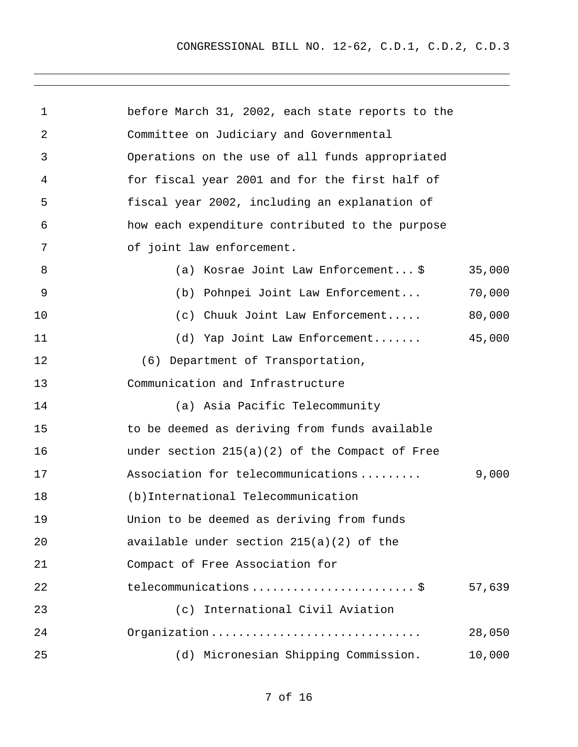before March 31, 2002, each state reports to the Committee on Judiciary and Governmental Operations on the use of all funds appropriated for fiscal year 2001 and for the first half of fiscal year 2002, including an explanation of how each expenditure contributed to the purpose of joint law enforcement.

(a) Kosrae Joint Law Enforcement... $ 35,000

(b) Pohnpei Joint Law Enforcement... 70,000

(c) Chuuk Joint Law Enforcement..... 80,000

(d) Yap Joint Law Enforcement....... 45,000

(6) Department of Transportation, Communication and Infrastructure

(a) Asia Pacific Telecommunity to be deemed as deriving from funds available under section 215(a)(2) of the Compact of Free Association for telecommunications......... 9,000

(b)International Telecommunication Union to be deemed as deriving from funds available under section 215(a)(2) of the Compact of Free Association for telecommunications....................... $ 57,639

(c) International Civil Aviation Organization.............................. 28,050

(d) Micronesian Shipping Commission. 10,000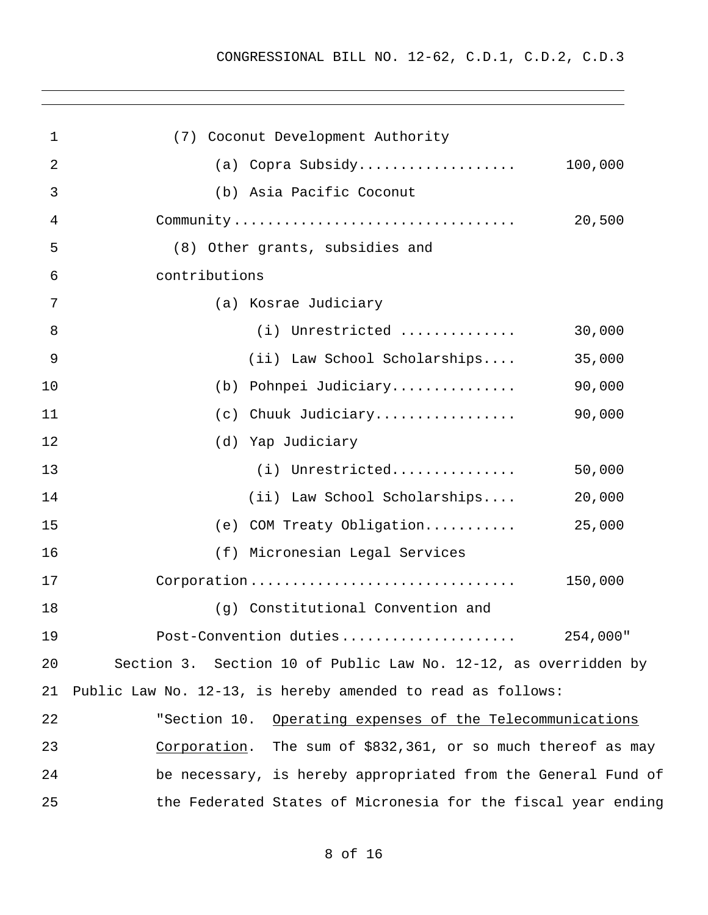(7) Coconut Development Authority

(a) Copra Subsidy.................. 100,000

(b) Asia Pacific Coconut Community.................................. 20,500

(8) Other grants, subsidies and contributions

(a) Kosrae Judiciary

(i) Unrestricted ............. 30,000

(ii) Law School Scholarships.... 35,000

(b) Pohnpei Judiciary.............. 90,000

(c) Chuuk Judiciary................ 90,000

(d) Yap Judiciary

(i) Unrestricted.............. 50,000

(ii) Law School Scholarships.... 20,000

(e) COM Treaty Obligation.......... 25,000

(f) Micronesian Legal Services Corporation............................... 150,000

(g) Constitutional Convention and Post-Convention duties.................... 254,000"

Section 3. Section 10 of Public Law No. 12-12, as overridden by Public Law No. 12-13, is hereby amended to read as follows:

"Section 10. Operating expenses of the Telecommunications Corporation. The sum of $832,361, or so much thereof as may be necessary, is hereby appropriated from the General Fund of the Federated States of Micronesia for the fiscal year ending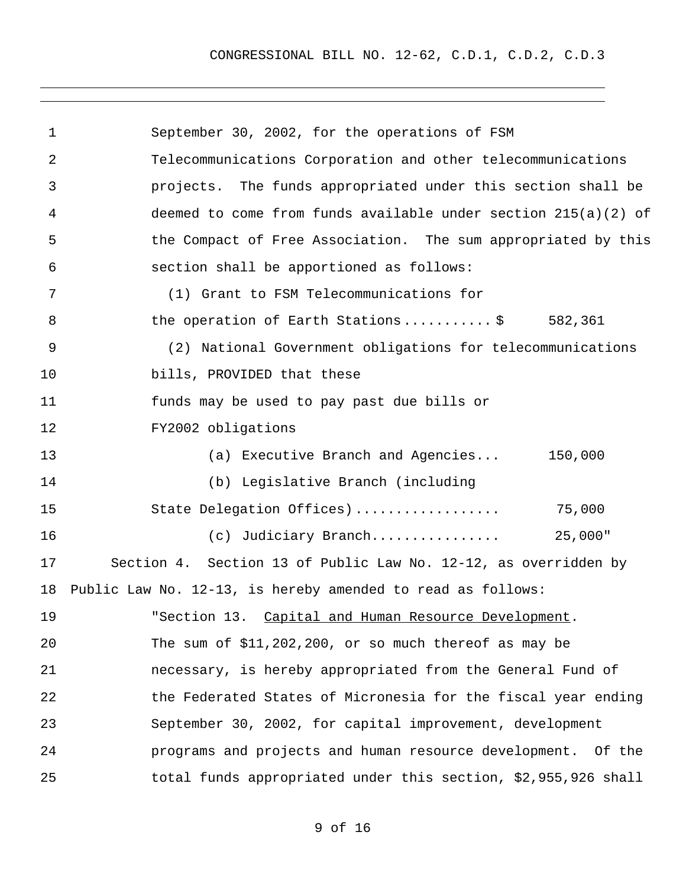September 30, 2002, for the operations of FSM Telecommunications Corporation and other telecommunications projects. The funds appropriated under this section shall be deemed to come from funds available under section 215(a)(2) of the Compact of Free Association. The sum appropriated by this section shall be apportioned as follows:

(1) Grant to FSM Telecommunications for the operation of Earth Stations........... $ 582,361

(2) National Government obligations for telecommunications bills, PROVIDED that these funds may be used to pay past due bills or FY2002 obligations

(a) Executive Branch and Agencies... 150,000

(b) Legislative Branch (including State Delegation Offices).................. 75,000

(c) Judiciary Branch................ 25,000"

Section 4. Section 13 of Public Law No. 12-12, as overridden by Public Law No. 12-13, is hereby amended to read as follows:

"Section 13. Capital and Human Resource Development. The sum of $11,202,200, or so much thereof as may be necessary, is hereby appropriated from the General Fund of the Federated States of Micronesia for the fiscal year ending September 30, 2002, for capital improvement, development programs and projects and human resource development. Of the total funds appropriated under this section, $2,955,926 shall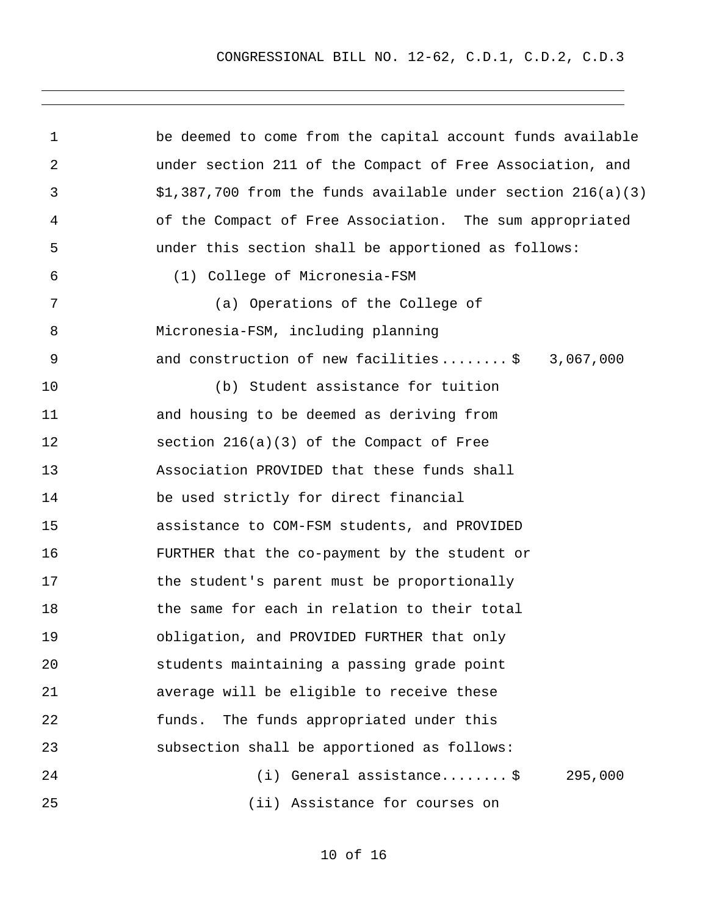be deemed to come from the capital account funds available under section 211 of the Compact of Free Association, and $1,387,700 from the funds available under section 216(a)(3) of the Compact of Free Association. The sum appropriated under this section shall be apportioned as follows:

(1) College of Micronesia-FSM

(a) Operations of the College of Micronesia-FSM, including planning and construction of new facilities........$ 3,067,000

(b) Student assistance for tuition and housing to be deemed as deriving from section 216(a)(3) of the Compact of Free Association PROVIDED that these funds shall be used strictly for direct financial assistance to COM-FSM students, and PROVIDED FURTHER that the co-payment by the student or the student's parent must be proportionally the same for each in relation to their total obligation, and PROVIDED FURTHER that only students maintaining a passing grade point average will be eligible to receive these funds. The funds appropriated under this subsection shall be apportioned as follows:

(i) General assistance........$ 295,000

(ii) Assistance for courses on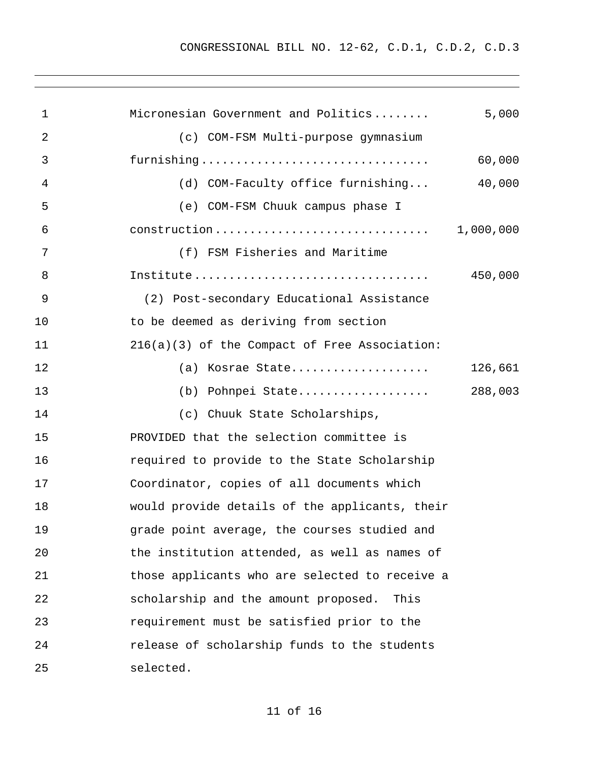Micronesian Government and Politics........ 5,000

(c) COM-FSM Multi-purpose gymnasium furnishing................................ 60,000

(d) COM-Faculty office furnishing... 40,000

(e) COM-FSM Chuuk campus phase I construction.............................. 1,000,000

(f) FSM Fisheries and Maritime Institute.................................. 450,000

(2) Post-secondary Educational Assistance to be deemed as deriving from section 216(a)(3) of the Compact of Free Association:

(a) Kosrae State.................... 126,661

(b) Pohnpei State................... 288,003

(c) Chuuk State Scholarships, PROVIDED that the selection committee is required to provide to the State Scholarship Coordinator, copies of all documents which would provide details of the applicants, their grade point average, the courses studied and the institution attended, as well as names of those applicants who are selected to receive a scholarship and the amount proposed. This requirement must be satisfied prior to the release of scholarship funds to the students selected.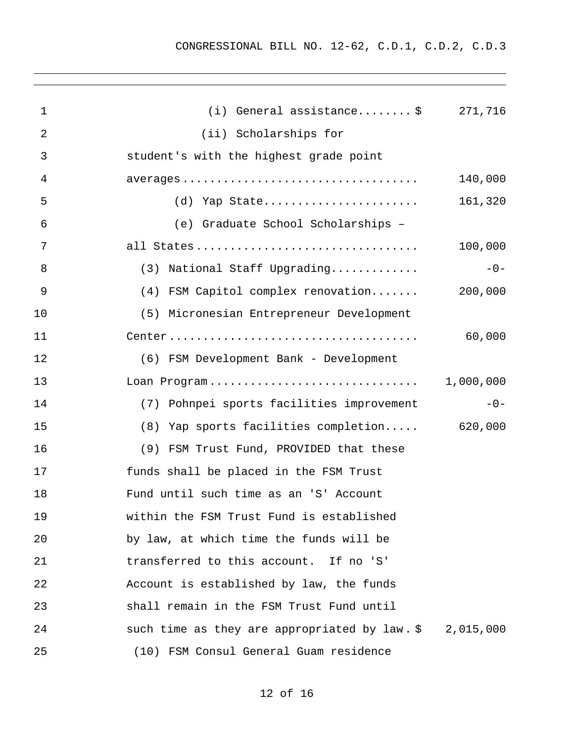(i) General assistance........$ 271,716

(ii) Scholarships for student's with the highest grade point averages.................................. 140,000

(d) Yap State....................... 161,320

(e) Graduate School Scholarships – all States................................ 100,000

(3) National Staff Upgrading............ -0-

(4) FSM Capitol complex renovation....... 200,000

(5) Micronesian Entrepreneur Development Center.................................... 60,000

(6) FSM Development Bank - Development Loan Program.............................. 1,000,000

(7) Pohnpei sports facilities improvement -0-

(8) Yap sports facilities completion..... 620,000

(9) FSM Trust Fund, PROVIDED that these funds shall be placed in the FSM Trust Fund until such time as an 'S' Account within the FSM Trust Fund is established by law, at which time the funds will be transferred to this account. If no 'S' Account is established by law, the funds shall remain in the FSM Trust Fund until such time as they are appropriated by law. $ 2,015,000

(10) FSM Consul General Guam residence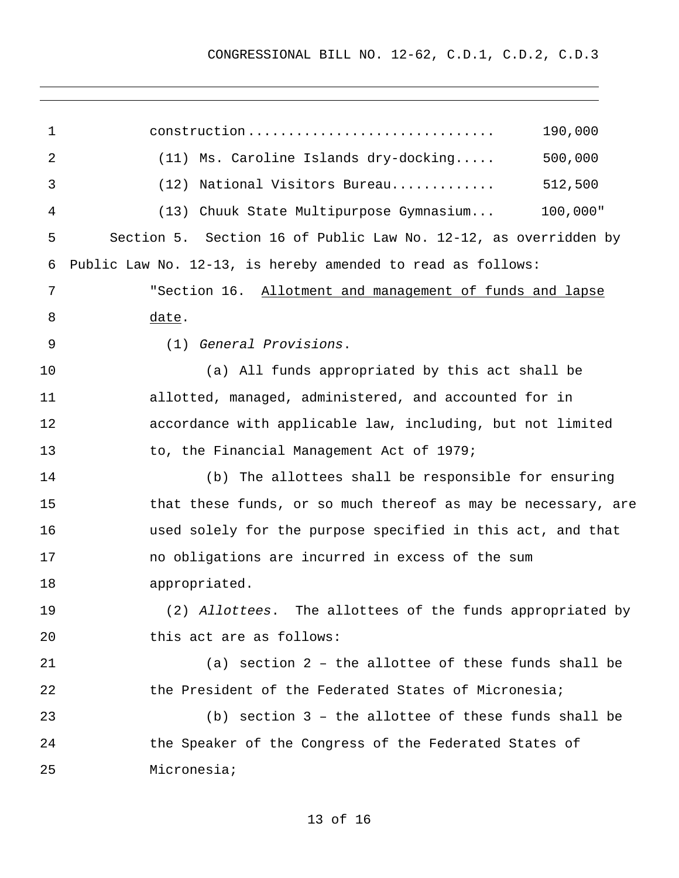construction............................... 190,000

(11) Ms. Caroline Islands dry-docking..... 500,000

(12) National Visitors Bureau............ 512,500

(13) Chuuk State Multipurpose Gymnasium... 100,000"

Section 5. Section 16 of Public Law No. 12-12, as overridden by Public Law No. 12-13, is hereby amended to read as follows:

"Section 16. Allotment and management of funds and lapse date.

(1) *General Provisions*.

(a) All funds appropriated by this act shall be allotted, managed, administered, and accounted for in accordance with applicable law, including, but not limited to, the Financial Management Act of 1979;

(b) The allottees shall be responsible for ensuring that these funds, or so much thereof as may be necessary, are used solely for the purpose specified in this act, and that no obligations are incurred in excess of the sum appropriated.

(2) *Allottees*. The allottees of the funds appropriated by this act are as follows:

(a) section 2 – the allottee of these funds shall be the President of the Federated States of Micronesia;

(b) section 3 – the allottee of these funds shall be the Speaker of the Congress of the Federated States of Micronesia;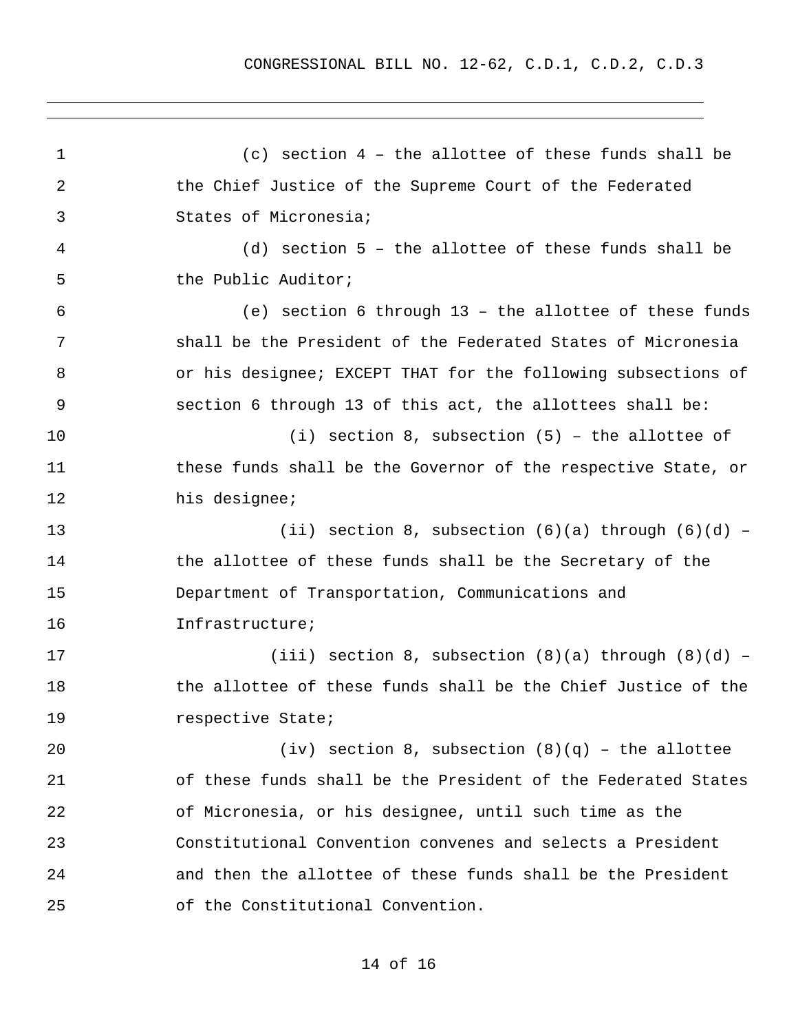(c) section 4 – the allottee of these funds shall be the Chief Justice of the Supreme Court of the Federated States of Micronesia;

(d) section 5 – the allottee of these funds shall be the Public Auditor;

(e) section 6 through 13 – the allottee of these funds shall be the President of the Federated States of Micronesia or his designee; EXCEPT THAT for the following subsections of section 6 through 13 of this act, the allottees shall be:

(i) section 8, subsection (5) – the allottee of these funds shall be the Governor of the respective State, or his designee;

(ii) section 8, subsection (6)(a) through (6)(d) – the allottee of these funds shall be the Secretary of the Department of Transportation, Communications and Infrastructure;

(iii) section 8, subsection (8)(a) through (8)(d) – the allottee of these funds shall be the Chief Justice of the respective State;

(iv) section 8, subsection (8)(q) – the allottee of these funds shall be the President of the Federated States of Micronesia, or his designee, until such time as the Constitutional Convention convenes and selects a President and then the allottee of these funds shall be the President of the Constitutional Convention.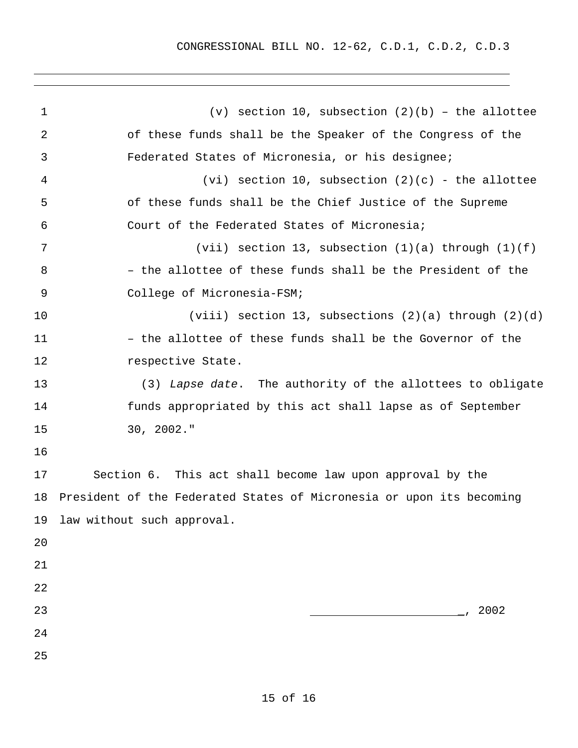(v) section 10, subsection (2)(b) – the allottee of these funds shall be the Speaker of the Congress of the Federated States of Micronesia, or his designee;

(vi) section 10, subsection (2)(c) - the allottee of these funds shall be the Chief Justice of the Supreme Court of the Federated States of Micronesia;

(vii) section 13, subsection (1)(a) through (1)(f) – the allottee of these funds shall be the President of the College of Micronesia-FSM;

(viii) section 13, subsections (2)(a) through (2)(d) – the allottee of these funds shall be the Governor of the respective State.

(3) *Lapse date*. The authority of the allottees to obligate funds appropriated by this act shall lapse as of September 30, 2002."

Section 6. This act shall become law upon approval by the President of the Federated States of Micronesia or upon its becoming law without such approval.

______________________, 2002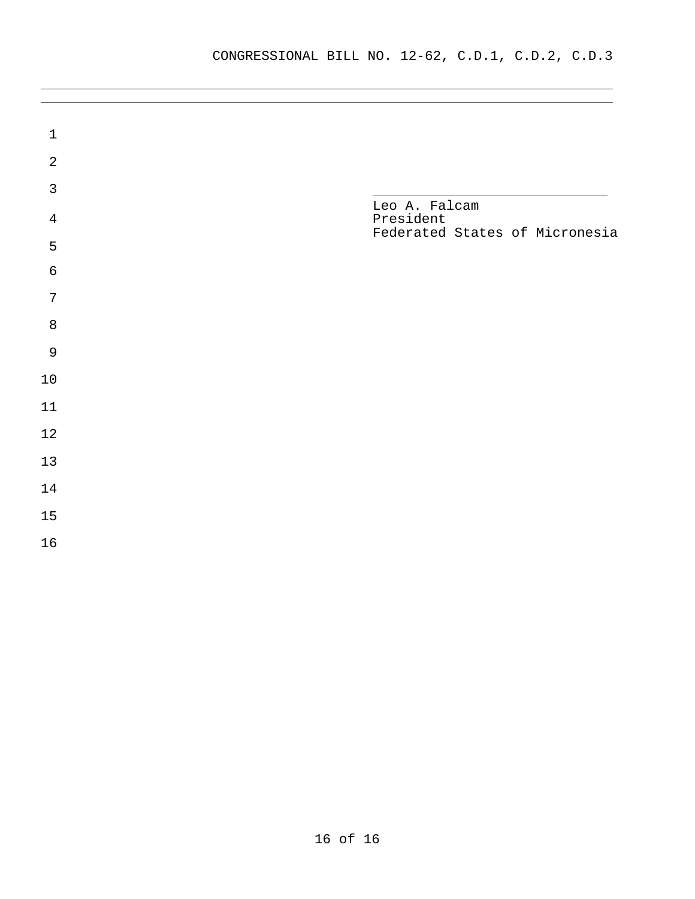CONGRESSIONAL BILL NO. 12-62, C.D.1, C.D.2, C.D.3

\_\_\_\_\_\_\_\_\_\_\_\_\_\_\_\_\_\_\_\_\_\_\_\_\_\_\_\_\_\_
Leo A. Falcam
President
Federated States of Micronesia